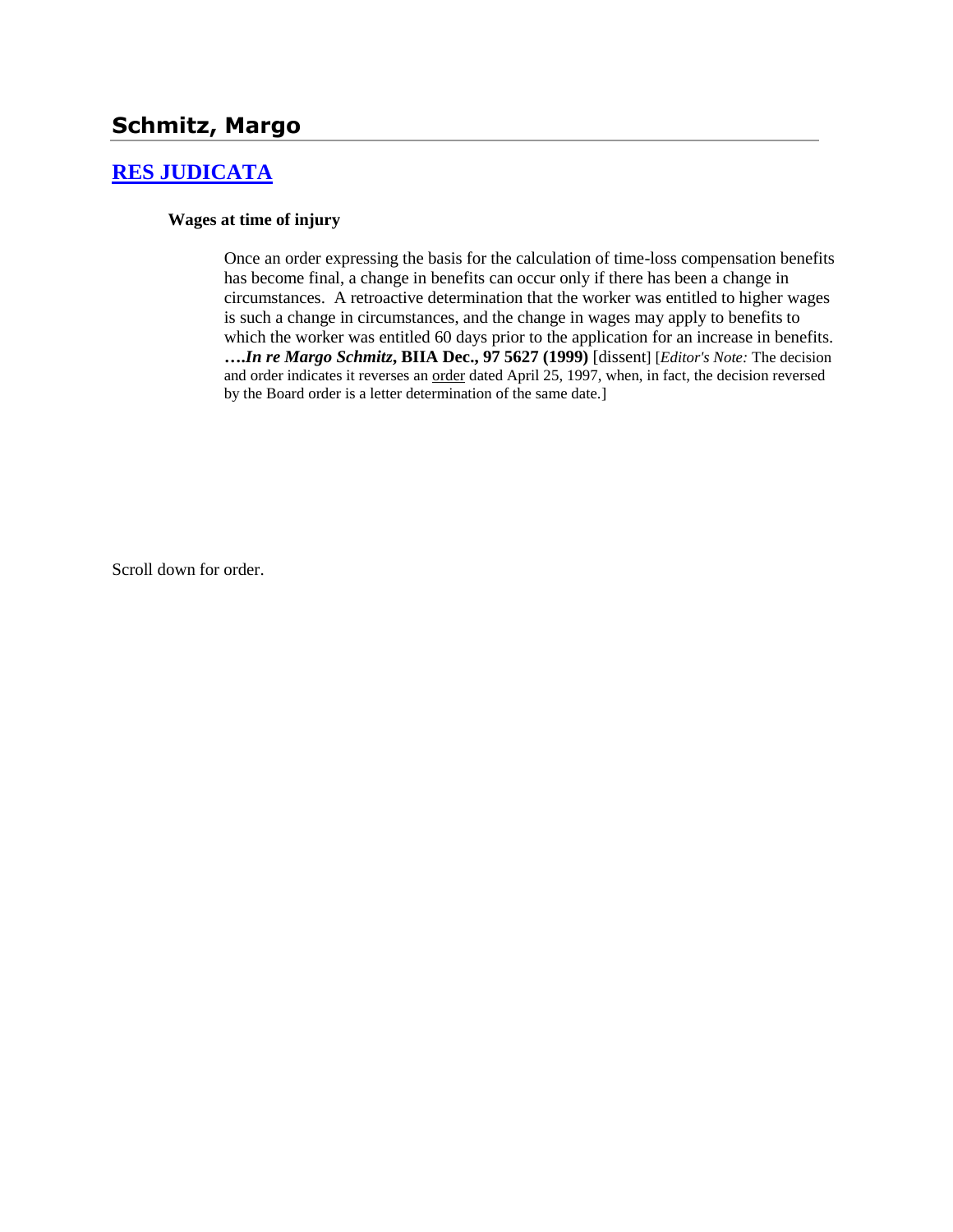# Schmitz, Margo

## RES JUDICATA

### Wages at time of injury

Once an order expressing the basis for the calculation of time-loss compensation benefits has become final, a change in benefits can occur only if there has been a change in circumstances. A retroactive determination that the worker was entitled to higher wages is such a change in circumstances, and the change in wages may apply to benefits to which the worker was entitled 60 days prior to the application for an increase in benefits. ***….In re Margo Schmitz*, BIIA Dec., 97 5627 (1999)** [dissent] [*Editor's Note:* The decision and order indicates it reverses an order dated April 25, 1997, when, in fact, the decision reversed by the Board order is a letter determination of the same date.]

Scroll down for order.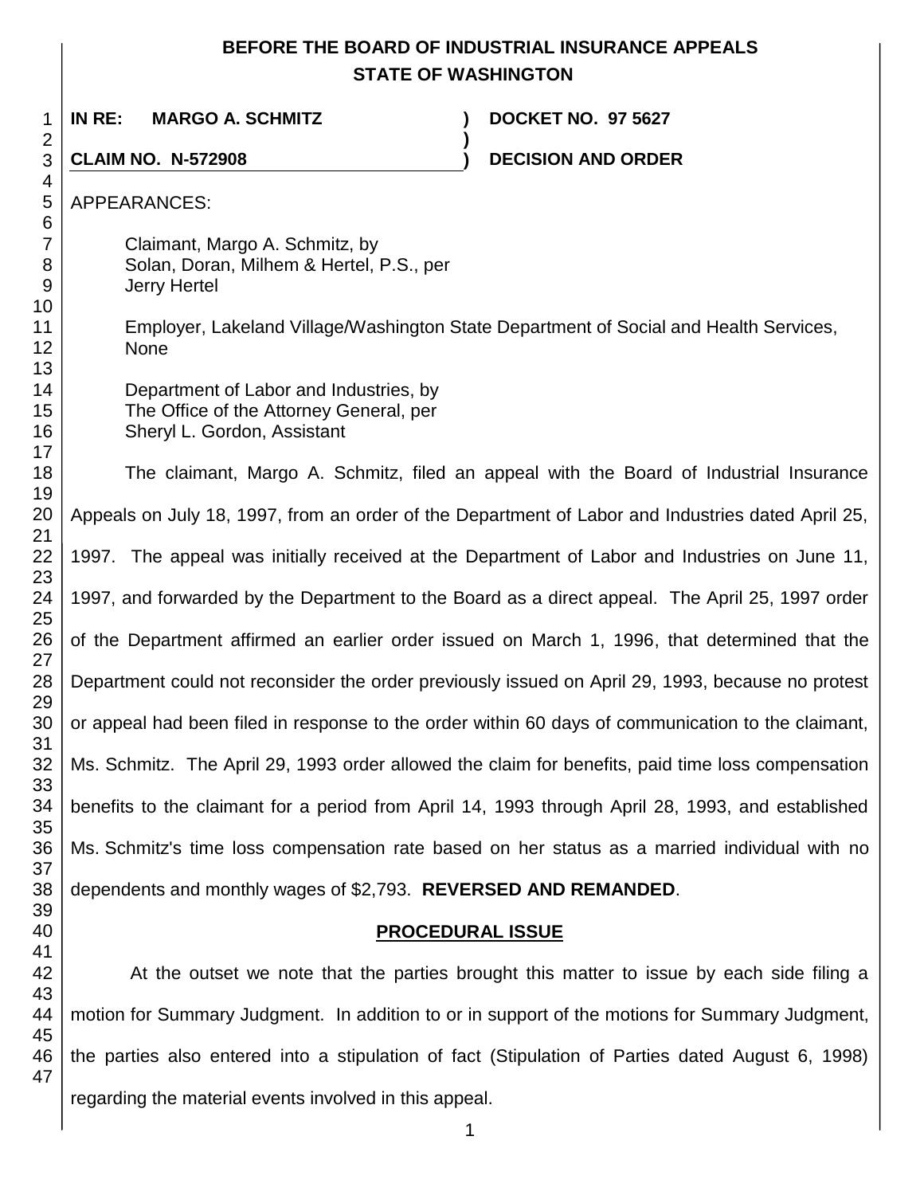**BEFORE THE BOARD OF INDUSTRIAL INSURANCE APPEALS**
**STATE OF WASHINGTON**

| | | |
|---|---|---|
| **IN RE: MARGO A. SCHMITZ** | **)** | **DOCKET NO. 97 5627** |
| | **)** | |
| **CLAIM NO. N-572908** | **)** | **DECISION AND ORDER** |

APPEARANCES:

Claimant, Margo A. Schmitz, by
Solan, Doran, Milhem & Hertel, P.S., per
Jerry Hertel

Employer, Lakeland Village/Washington State Department of Social and Health Services,
None

Department of Labor and Industries, by
The Office of the Attorney General, per
Sheryl L. Gordon, Assistant

The claimant, Margo A. Schmitz, filed an appeal with the Board of Industrial Insurance Appeals on July 18, 1997, from an order of the Department of Labor and Industries dated April 25, 1997. The appeal was initially received at the Department of Labor and Industries on June 11, 1997, and forwarded by the Department to the Board as a direct appeal. The April 25, 1997 order of the Department affirmed an earlier order issued on March 1, 1996, that determined that the Department could not reconsider the order previously issued on April 29, 1993, because no protest or appeal had been filed in response to the order within 60 days of communication to the claimant, Ms. Schmitz. The April 29, 1993 order allowed the claim for benefits, paid time loss compensation benefits to the claimant for a period from April 14, 1993 through April 28, 1993, and established Ms. Schmitz's time loss compensation rate based on her status as a married individual with no dependents and monthly wages of $2,793. **REVERSED AND REMANDED**.

## PROCEDURAL ISSUE

At the outset we note that the parties brought this matter to issue by each side filing a motion for Summary Judgment. In addition to or in support of the motions for Summary Judgment, the parties also entered into a stipulation of fact (Stipulation of Parties dated August 6, 1998) regarding the material events involved in this appeal.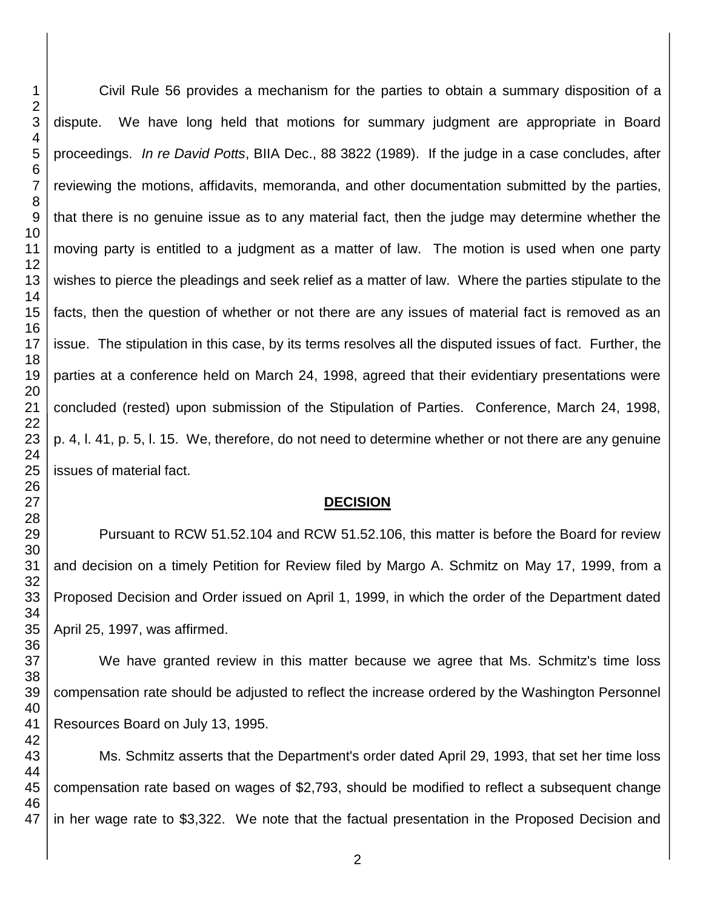Civil Rule 56 provides a mechanism for the parties to obtain a summary disposition of a dispute. We have long held that motions for summary judgment are appropriate in Board proceedings. *In re David Potts*, BIIA Dec., 88 3822 (1989). If the judge in a case concludes, after reviewing the motions, affidavits, memoranda, and other documentation submitted by the parties, that there is no genuine issue as to any material fact, then the judge may determine whether the moving party is entitled to a judgment as a matter of law. The motion is used when one party wishes to pierce the pleadings and seek relief as a matter of law. Where the parties stipulate to the facts, then the question of whether or not there are any issues of material fact is removed as an issue. The stipulation in this case, by its terms resolves all the disputed issues of fact. Further, the parties at a conference held on March 24, 1998, agreed that their evidentiary presentations were concluded (rested) upon submission of the Stipulation of Parties. Conference, March 24, 1998, p. 4, l. 41, p. 5, l. 15. We, therefore, do not need to determine whether or not there are any genuine issues of material fact.

## DECISION

Pursuant to RCW 51.52.104 and RCW 51.52.106, this matter is before the Board for review and decision on a timely Petition for Review filed by Margo A. Schmitz on May 17, 1999, from a Proposed Decision and Order issued on April 1, 1999, in which the order of the Department dated April 25, 1997, was affirmed.

We have granted review in this matter because we agree that Ms. Schmitz's time loss compensation rate should be adjusted to reflect the increase ordered by the Washington Personnel Resources Board on July 13, 1995.

Ms. Schmitz asserts that the Department's order dated April 29, 1993, that set her time loss compensation rate based on wages of $2,793, should be modified to reflect a subsequent change in her wage rate to $3,322. We note that the factual presentation in the Proposed Decision and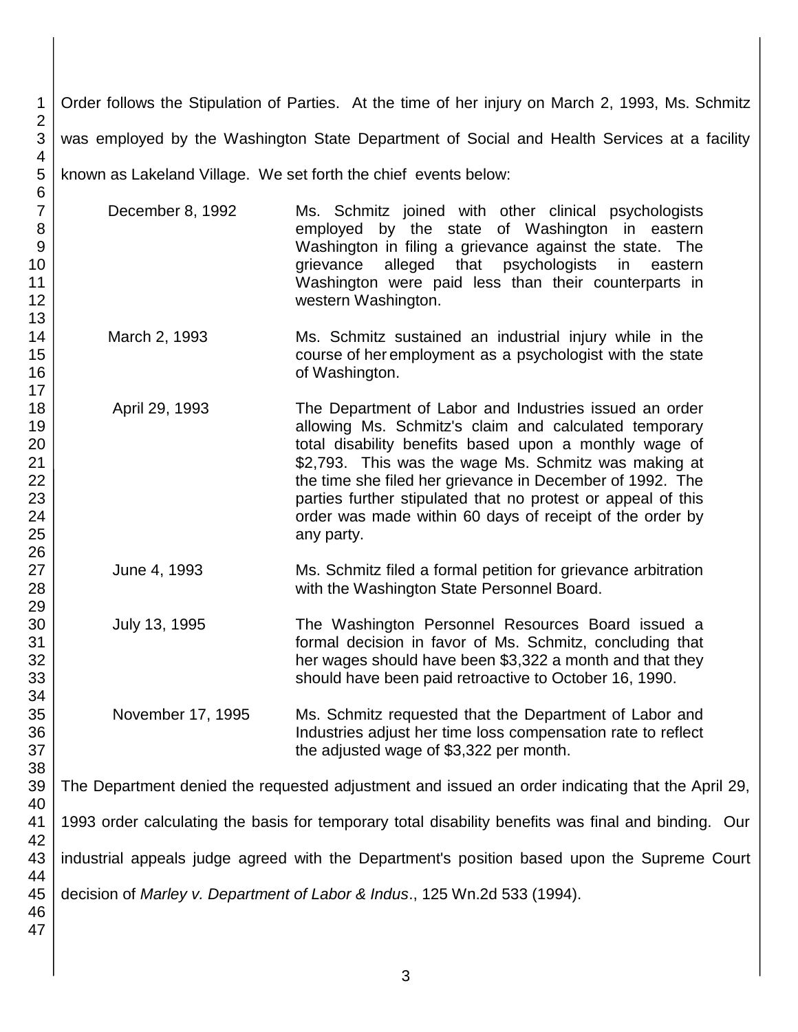Order follows the Stipulation of Parties. At the time of her injury on March 2, 1993, Ms. Schmitz was employed by the Washington State Department of Social and Health Services at a facility known as Lakeland Village. We set forth the chief events below:

| | |
|---|---|
| December 8, 1992 | Ms. Schmitz joined with other clinical psychologists employed by the state of Washington in eastern Washington in filing a grievance against the state. The grievance alleged that psychologists in eastern Washington were paid less than their counterparts in western Washington. |
| March 2, 1993 | Ms. Schmitz sustained an industrial injury while in the course of her employment as a psychologist with the state of Washington. |
| April 29, 1993 | The Department of Labor and Industries issued an order allowing Ms. Schmitz's claim and calculated temporary total disability benefits based upon a monthly wage of \$2,793. This was the wage Ms. Schmitz was making at the time she filed her grievance in December of 1992. The parties further stipulated that no protest or appeal of this order was made within 60 days of receipt of the order by any party. |
| June 4, 1993 | Ms. Schmitz filed a formal petition for grievance arbitration with the Washington State Personnel Board. |
| July 13, 1995 | The Washington Personnel Resources Board issued a formal decision in favor of Ms. Schmitz, concluding that her wages should have been \$3,322 a month and that they should have been paid retroactive to October 16, 1990. |
| November 17, 1995 | Ms. Schmitz requested that the Department of Labor and Industries adjust her time loss compensation rate to reflect the adjusted wage of \$3,322 per month. |

The Department denied the requested adjustment and issued an order indicating that the April 29, 1993 order calculating the basis for temporary total disability benefits was final and binding. Our industrial appeals judge agreed with the Department's position based upon the Supreme Court decision of *Marley v. Department of Labor & Indus*., 125 Wn.2d 533 (1994).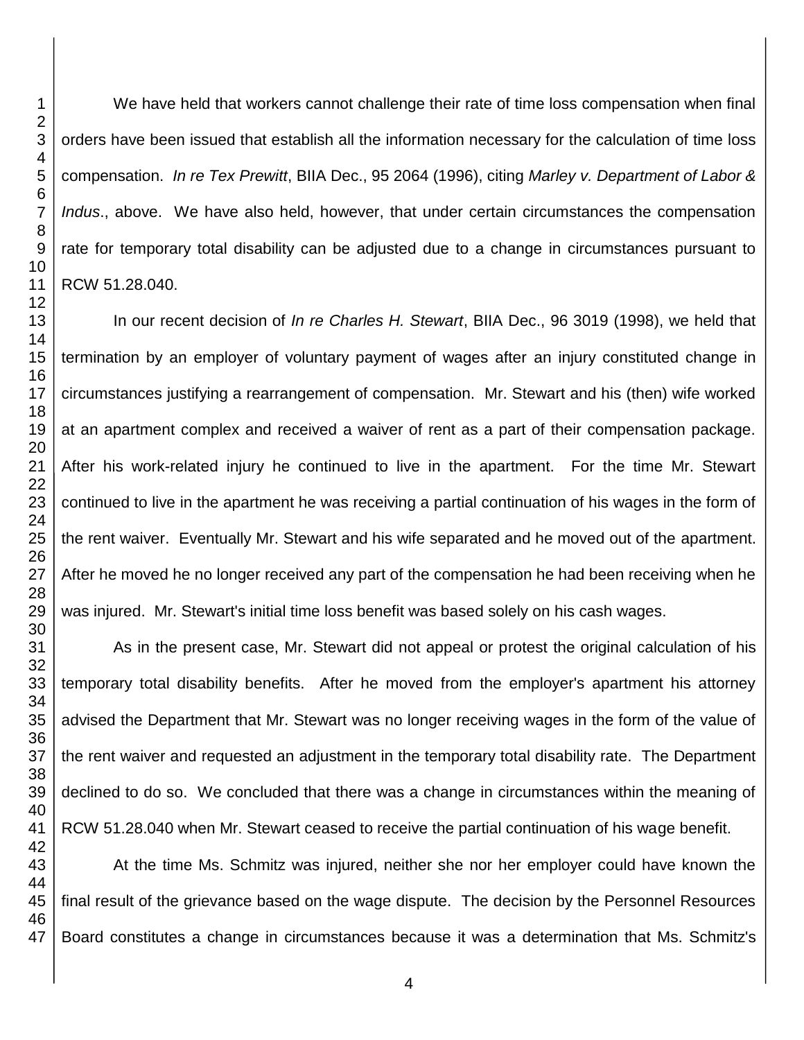We have held that workers cannot challenge their rate of time loss compensation when final orders have been issued that establish all the information necessary for the calculation of time loss compensation. *In re Tex Prewitt*, BIIA Dec., 95 2064 (1996), citing *Marley v. Department of Labor & Indus*., above. We have also held, however, that under certain circumstances the compensation rate for temporary total disability can be adjusted due to a change in circumstances pursuant to RCW 51.28.040.

In our recent decision of *In re Charles H. Stewart*, BIIA Dec., 96 3019 (1998), we held that termination by an employer of voluntary payment of wages after an injury constituted change in circumstances justifying a rearrangement of compensation. Mr. Stewart and his (then) wife worked at an apartment complex and received a waiver of rent as a part of their compensation package. After his work-related injury he continued to live in the apartment. For the time Mr. Stewart continued to live in the apartment he was receiving a partial continuation of his wages in the form of the rent waiver. Eventually Mr. Stewart and his wife separated and he moved out of the apartment. After he moved he no longer received any part of the compensation he had been receiving when he was injured. Mr. Stewart's initial time loss benefit was based solely on his cash wages.

As in the present case, Mr. Stewart did not appeal or protest the original calculation of his temporary total disability benefits. After he moved from the employer's apartment his attorney advised the Department that Mr. Stewart was no longer receiving wages in the form of the value of the rent waiver and requested an adjustment in the temporary total disability rate. The Department declined to do so. We concluded that there was a change in circumstances within the meaning of RCW 51.28.040 when Mr. Stewart ceased to receive the partial continuation of his wage benefit.

At the time Ms. Schmitz was injured, neither she nor her employer could have known the final result of the grievance based on the wage dispute. The decision by the Personnel Resources Board constitutes a change in circumstances because it was a determination that Ms. Schmitz's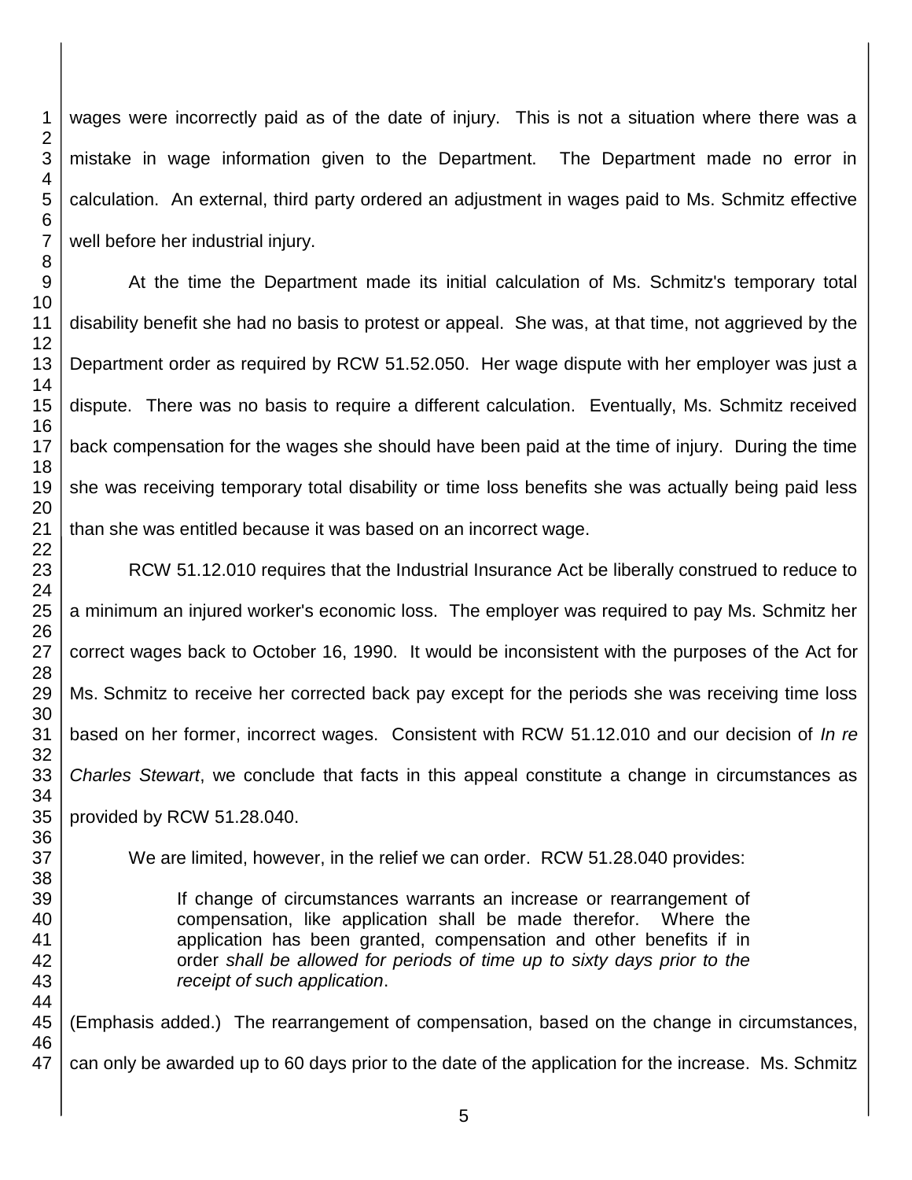wages were incorrectly paid as of the date of injury. This is not a situation where there was a mistake in wage information given to the Department. The Department made no error in calculation. An external, third party ordered an adjustment in wages paid to Ms. Schmitz effective well before her industrial injury.

At the time the Department made its initial calculation of Ms. Schmitz's temporary total disability benefit she had no basis to protest or appeal. She was, at that time, not aggrieved by the Department order as required by RCW 51.52.050. Her wage dispute with her employer was just a dispute. There was no basis to require a different calculation. Eventually, Ms. Schmitz received back compensation for the wages she should have been paid at the time of injury. During the time she was receiving temporary total disability or time loss benefits she was actually being paid less than she was entitled because it was based on an incorrect wage.

RCW 51.12.010 requires that the Industrial Insurance Act be liberally construed to reduce to a minimum an injured worker's economic loss. The employer was required to pay Ms. Schmitz her correct wages back to October 16, 1990. It would be inconsistent with the purposes of the Act for Ms. Schmitz to receive her corrected back pay except for the periods she was receiving time loss based on her former, incorrect wages. Consistent with RCW 51.12.010 and our decision of *In re Charles Stewart*, we conclude that facts in this appeal constitute a change in circumstances as provided by RCW 51.28.040.

We are limited, however, in the relief we can order. RCW 51.28.040 provides:

> If change of circumstances warrants an increase or rearrangement of compensation, like application shall be made therefor. Where the application has been granted, compensation and other benefits if in order *shall be allowed for periods of time up to sixty days prior to the receipt of such application*.

(Emphasis added.) The rearrangement of compensation, based on the change in circumstances, can only be awarded up to 60 days prior to the date of the application for the increase. Ms. Schmitz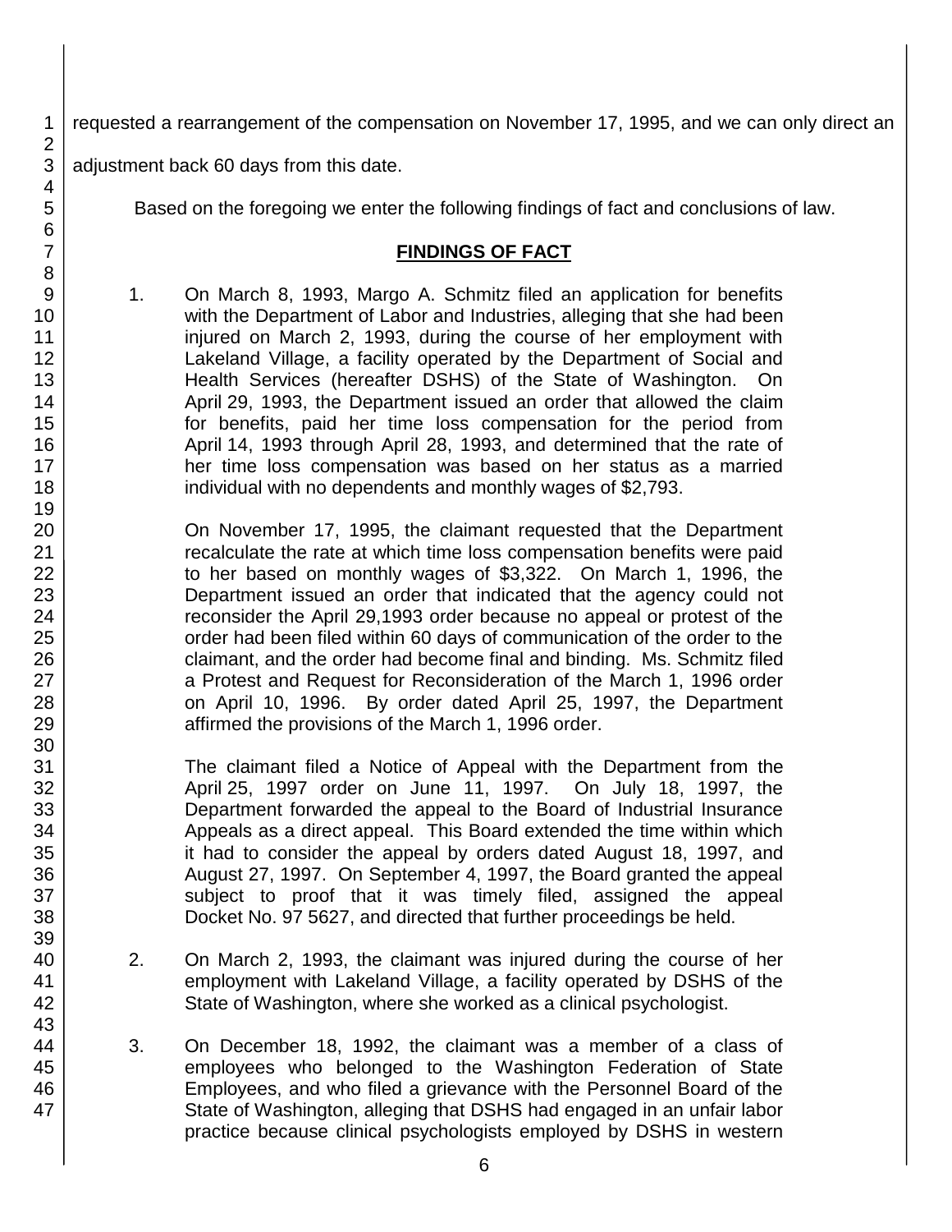requested a rearrangement of the compensation on November 17, 1995, and we can only direct an adjustment back 60 days from this date.

Based on the foregoing we enter the following findings of fact and conclusions of law.

## FINDINGS OF FACT

1. On March 8, 1993, Margo A. Schmitz filed an application for benefits with the Department of Labor and Industries, alleging that she had been injured on March 2, 1993, during the course of her employment with Lakeland Village, a facility operated by the Department of Social and Health Services (hereafter DSHS) of the State of Washington. On April 29, 1993, the Department issued an order that allowed the claim for benefits, paid her time loss compensation for the period from April 14, 1993 through April 28, 1993, and determined that the rate of her time loss compensation was based on her status as a married individual with no dependents and monthly wages of $2,793.

   On November 17, 1995, the claimant requested that the Department recalculate the rate at which time loss compensation benefits were paid to her based on monthly wages of $3,322. On March 1, 1996, the Department issued an order that indicated that the agency could not reconsider the April 29,1993 order because no appeal or protest of the order had been filed within 60 days of communication of the order to the claimant, and the order had become final and binding. Ms. Schmitz filed a Protest and Request for Reconsideration of the March 1, 1996 order on April 10, 1996. By order dated April 25, 1997, the Department affirmed the provisions of the March 1, 1996 order.

   The claimant filed a Notice of Appeal with the Department from the April 25, 1997 order on June 11, 1997. On July 18, 1997, the Department forwarded the appeal to the Board of Industrial Insurance Appeals as a direct appeal. This Board extended the time within which it had to consider the appeal by orders dated August 18, 1997, and August 27, 1997. On September 4, 1997, the Board granted the appeal subject to proof that it was timely filed, assigned the appeal Docket No. 97 5627, and directed that further proceedings be held.

2. On March 2, 1993, the claimant was injured during the course of her employment with Lakeland Village, a facility operated by DSHS of the State of Washington, where she worked as a clinical psychologist.

3. On December 18, 1992, the claimant was a member of a class of employees who belonged to the Washington Federation of State Employees, and who filed a grievance with the Personnel Board of the State of Washington, alleging that DSHS had engaged in an unfair labor practice because clinical psychologists employed by DSHS in western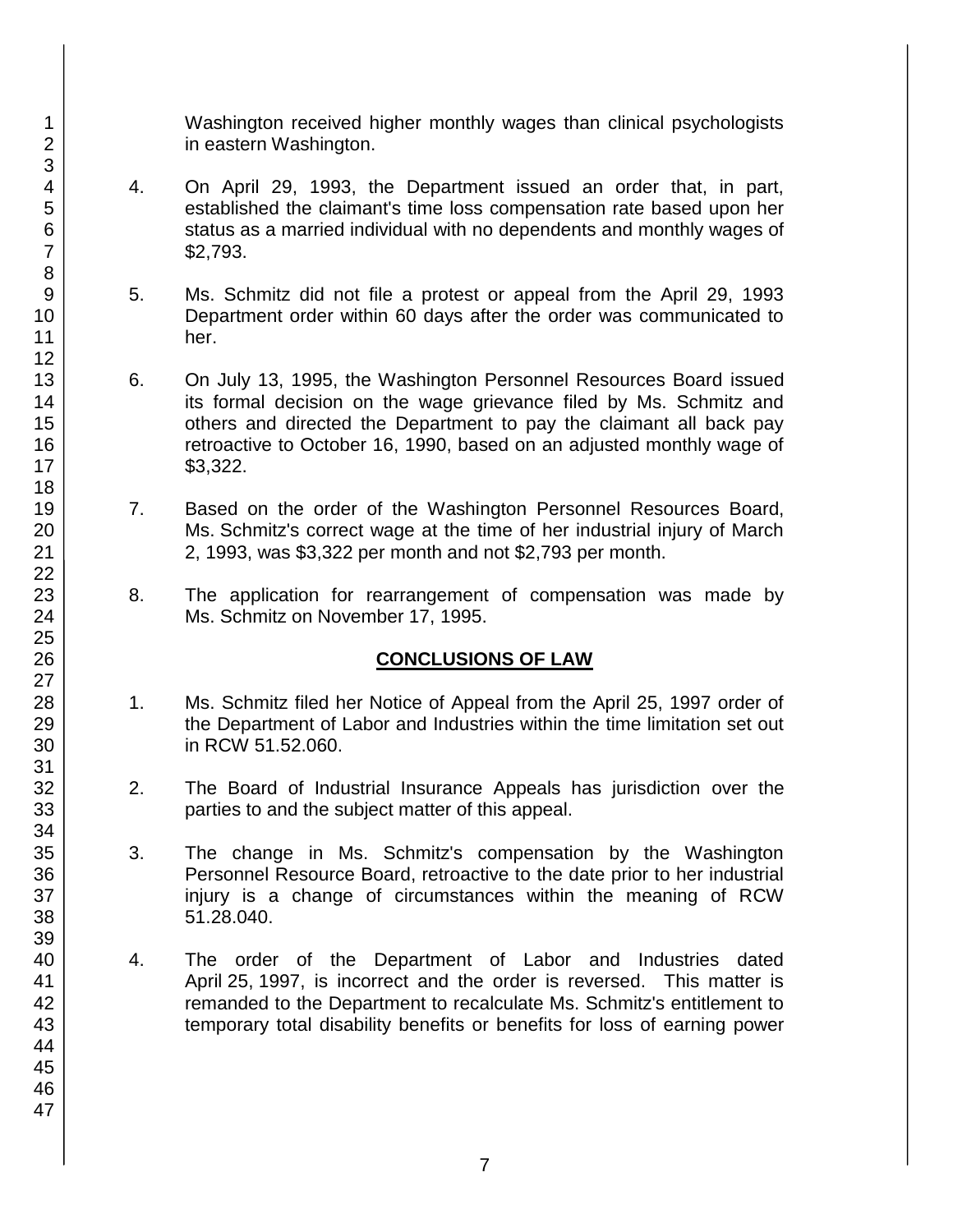Washington received higher monthly wages than clinical psychologists in eastern Washington.

4. On April 29, 1993, the Department issued an order that, in part, established the claimant's time loss compensation rate based upon her status as a married individual with no dependents and monthly wages of $2,793.

5. Ms. Schmitz did not file a protest or appeal from the April 29, 1993 Department order within 60 days after the order was communicated to her.

6. On July 13, 1995, the Washington Personnel Resources Board issued its formal decision on the wage grievance filed by Ms. Schmitz and others and directed the Department to pay the claimant all back pay retroactive to October 16, 1990, based on an adjusted monthly wage of $3,322.

7. Based on the order of the Washington Personnel Resources Board, Ms. Schmitz's correct wage at the time of her industrial injury of March 2, 1993, was $3,322 per month and not $2,793 per month.

8. The application for rearrangement of compensation was made by Ms. Schmitz on November 17, 1995.

## CONCLUSIONS OF LAW

1. Ms. Schmitz filed her Notice of Appeal from the April 25, 1997 order of the Department of Labor and Industries within the time limitation set out in RCW 51.52.060.

2. The Board of Industrial Insurance Appeals has jurisdiction over the parties to and the subject matter of this appeal.

3. The change in Ms. Schmitz's compensation by the Washington Personnel Resource Board, retroactive to the date prior to her industrial injury is a change of circumstances within the meaning of RCW 51.28.040.

4. The order of the Department of Labor and Industries dated April 25, 1997, is incorrect and the order is reversed. This matter is remanded to the Department to recalculate Ms. Schmitz's entitlement to temporary total disability benefits or benefits for loss of earning power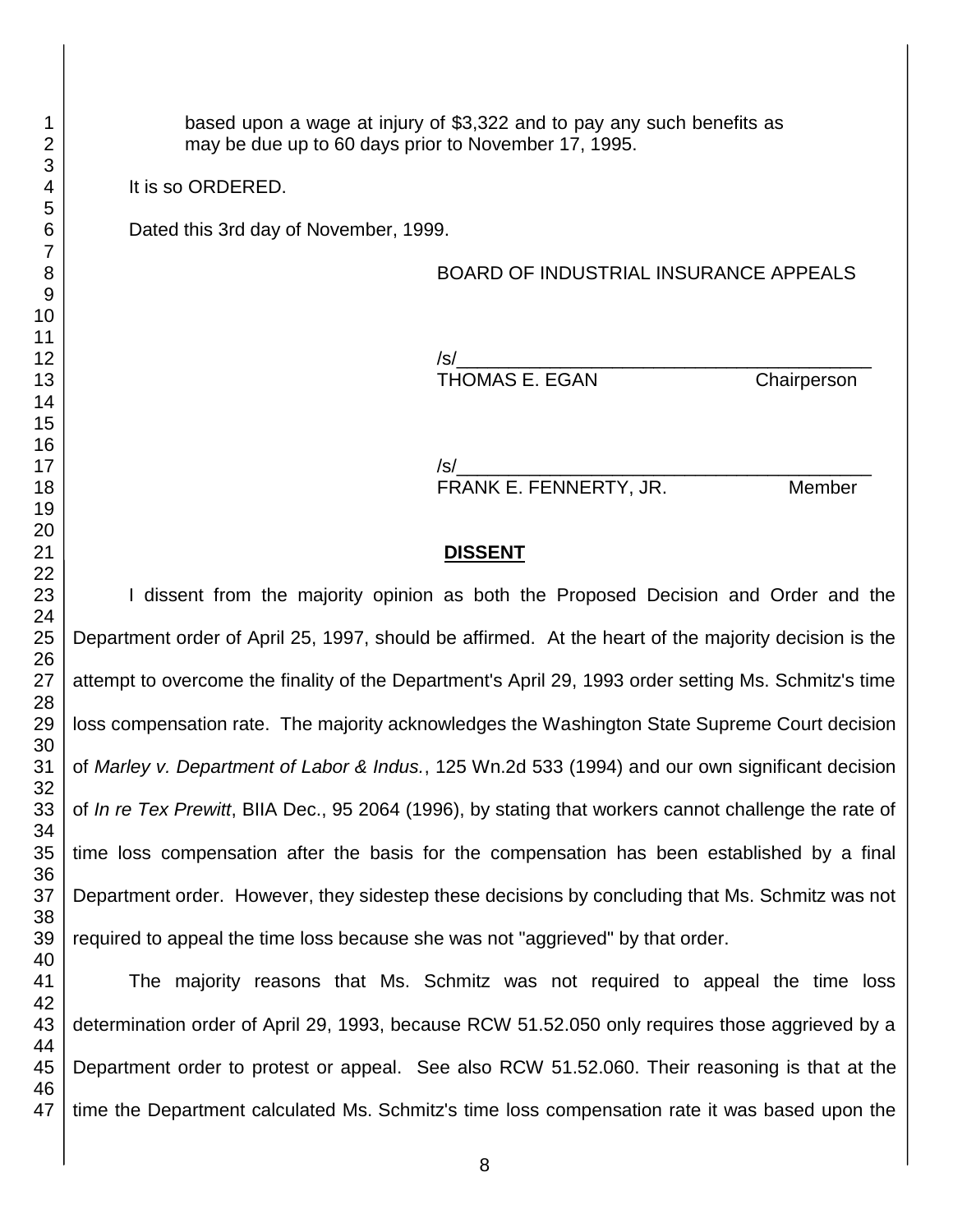based upon a wage at injury of $3,322 and to pay any such benefits as may be due up to 60 days prior to November 17, 1995.

It is so ORDERED.

Dated this 3rd day of November, 1999.

BOARD OF INDUSTRIAL INSURANCE APPEALS

/s/________________________________________
THOMAS E. EGAN Chairperson

/s/________________________________________
FRANK E. FENNERTY, JR. Member

## DISSENT

I dissent from the majority opinion as both the Proposed Decision and Order and the Department order of April 25, 1997, should be affirmed. At the heart of the majority decision is the attempt to overcome the finality of the Department's April 29, 1993 order setting Ms. Schmitz's time loss compensation rate. The majority acknowledges the Washington State Supreme Court decision of *Marley v. Department of Labor & Indus.*, 125 Wn.2d 533 (1994) and our own significant decision of *In re Tex Prewitt*, BIIA Dec., 95 2064 (1996), by stating that workers cannot challenge the rate of time loss compensation after the basis for the compensation has been established by a final Department order. However, they sidestep these decisions by concluding that Ms. Schmitz was not required to appeal the time loss because she was not "aggrieved" by that order.

The majority reasons that Ms. Schmitz was not required to appeal the time loss determination order of April 29, 1993, because RCW 51.52.050 only requires those aggrieved by a Department order to protest or appeal. See also RCW 51.52.060. Their reasoning is that at the time the Department calculated Ms. Schmitz's time loss compensation rate it was based upon the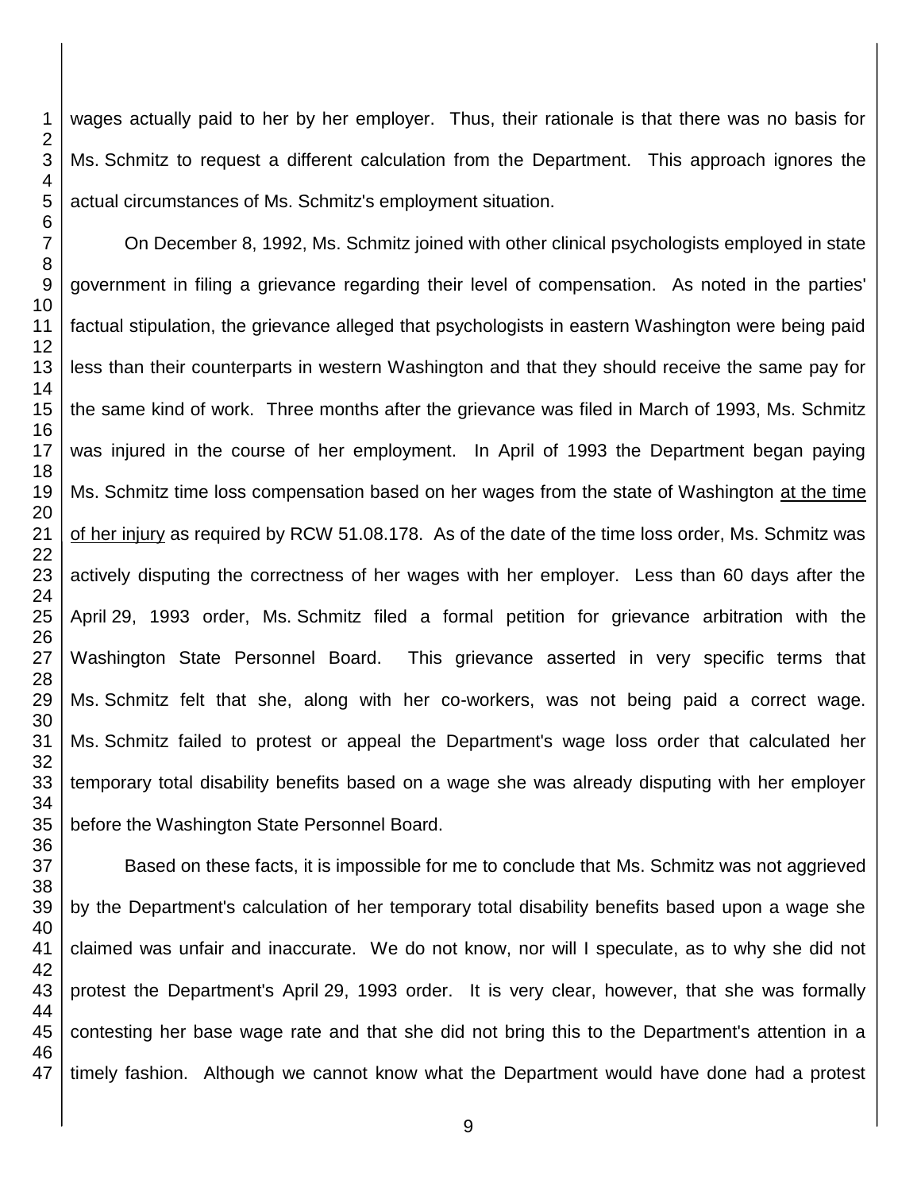wages actually paid to her by her employer. Thus, their rationale is that there was no basis for Ms. Schmitz to request a different calculation from the Department. This approach ignores the actual circumstances of Ms. Schmitz's employment situation.

On December 8, 1992, Ms. Schmitz joined with other clinical psychologists employed in state government in filing a grievance regarding their level of compensation. As noted in the parties' factual stipulation, the grievance alleged that psychologists in eastern Washington were being paid less than their counterparts in western Washington and that they should receive the same pay for the same kind of work. Three months after the grievance was filed in March of 1993, Ms. Schmitz was injured in the course of her employment. In April of 1993 the Department began paying Ms. Schmitz time loss compensation based on her wages from the state of Washington at the time of her injury as required by RCW 51.08.178. As of the date of the time loss order, Ms. Schmitz was actively disputing the correctness of her wages with her employer. Less than 60 days after the April 29, 1993 order, Ms. Schmitz filed a formal petition for grievance arbitration with the Washington State Personnel Board. This grievance asserted in very specific terms that Ms. Schmitz felt that she, along with her co-workers, was not being paid a correct wage. Ms. Schmitz failed to protest or appeal the Department's wage loss order that calculated her temporary total disability benefits based on a wage she was already disputing with her employer before the Washington State Personnel Board.

Based on these facts, it is impossible for me to conclude that Ms. Schmitz was not aggrieved by the Department's calculation of her temporary total disability benefits based upon a wage she claimed was unfair and inaccurate. We do not know, nor will I speculate, as to why she did not protest the Department's April 29, 1993 order. It is very clear, however, that she was formally contesting her base wage rate and that she did not bring this to the Department's attention in a timely fashion. Although we cannot know what the Department would have done had a protest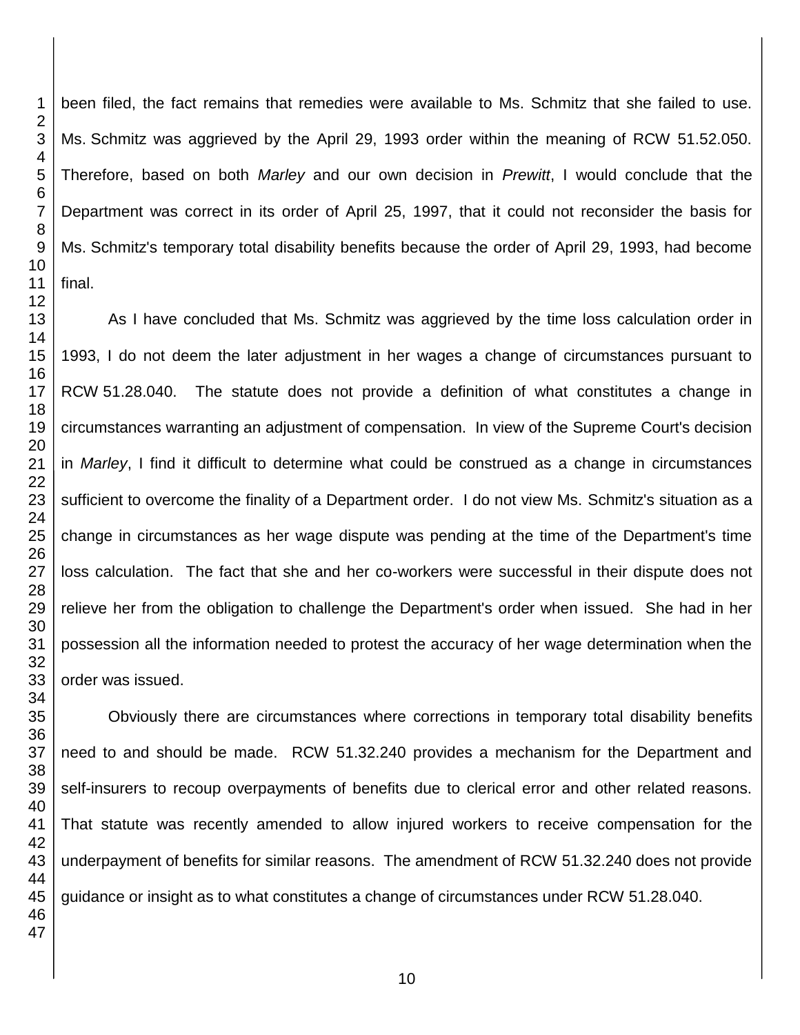been filed, the fact remains that remedies were available to Ms. Schmitz that she failed to use. Ms. Schmitz was aggrieved by the April 29, 1993 order within the meaning of RCW 51.52.050. Therefore, based on both *Marley* and our own decision in *Prewitt*, I would conclude that the Department was correct in its order of April 25, 1997, that it could not reconsider the basis for Ms. Schmitz's temporary total disability benefits because the order of April 29, 1993, had become final.

As I have concluded that Ms. Schmitz was aggrieved by the time loss calculation order in 1993, I do not deem the later adjustment in her wages a change of circumstances pursuant to RCW 51.28.040. The statute does not provide a definition of what constitutes a change in circumstances warranting an adjustment of compensation. In view of the Supreme Court's decision in *Marley*, I find it difficult to determine what could be construed as a change in circumstances sufficient to overcome the finality of a Department order. I do not view Ms. Schmitz's situation as a change in circumstances as her wage dispute was pending at the time of the Department's time loss calculation. The fact that she and her co-workers were successful in their dispute does not relieve her from the obligation to challenge the Department's order when issued. She had in her possession all the information needed to protest the accuracy of her wage determination when the order was issued.

Obviously there are circumstances where corrections in temporary total disability benefits need to and should be made. RCW 51.32.240 provides a mechanism for the Department and self-insurers to recoup overpayments of benefits due to clerical error and other related reasons. That statute was recently amended to allow injured workers to receive compensation for the underpayment of benefits for similar reasons. The amendment of RCW 51.32.240 does not provide guidance or insight as to what constitutes a change of circumstances under RCW 51.28.040.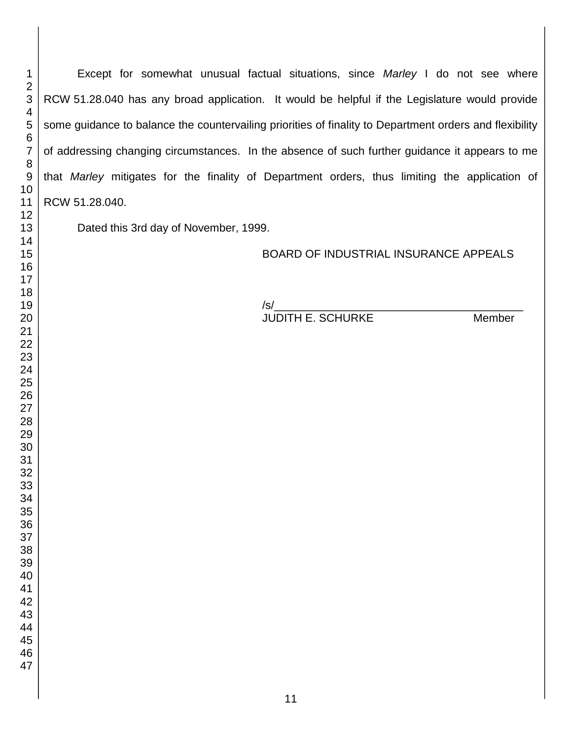Except for somewhat unusual factual situations, since *Marley* I do not see where RCW 51.28.040 has any broad application. It would be helpful if the Legislature would provide some guidance to balance the countervailing priorities of finality to Department orders and flexibility of addressing changing circumstances. In the absence of such further guidance it appears to me that *Marley* mitigates for the finality of Department orders, thus limiting the application of RCW 51.28.040.

Dated this 3rd day of November, 1999.

BOARD OF INDUSTRIAL INSURANCE APPEALS

/s/________________________________________
JUDITH E. SCHURKE Member